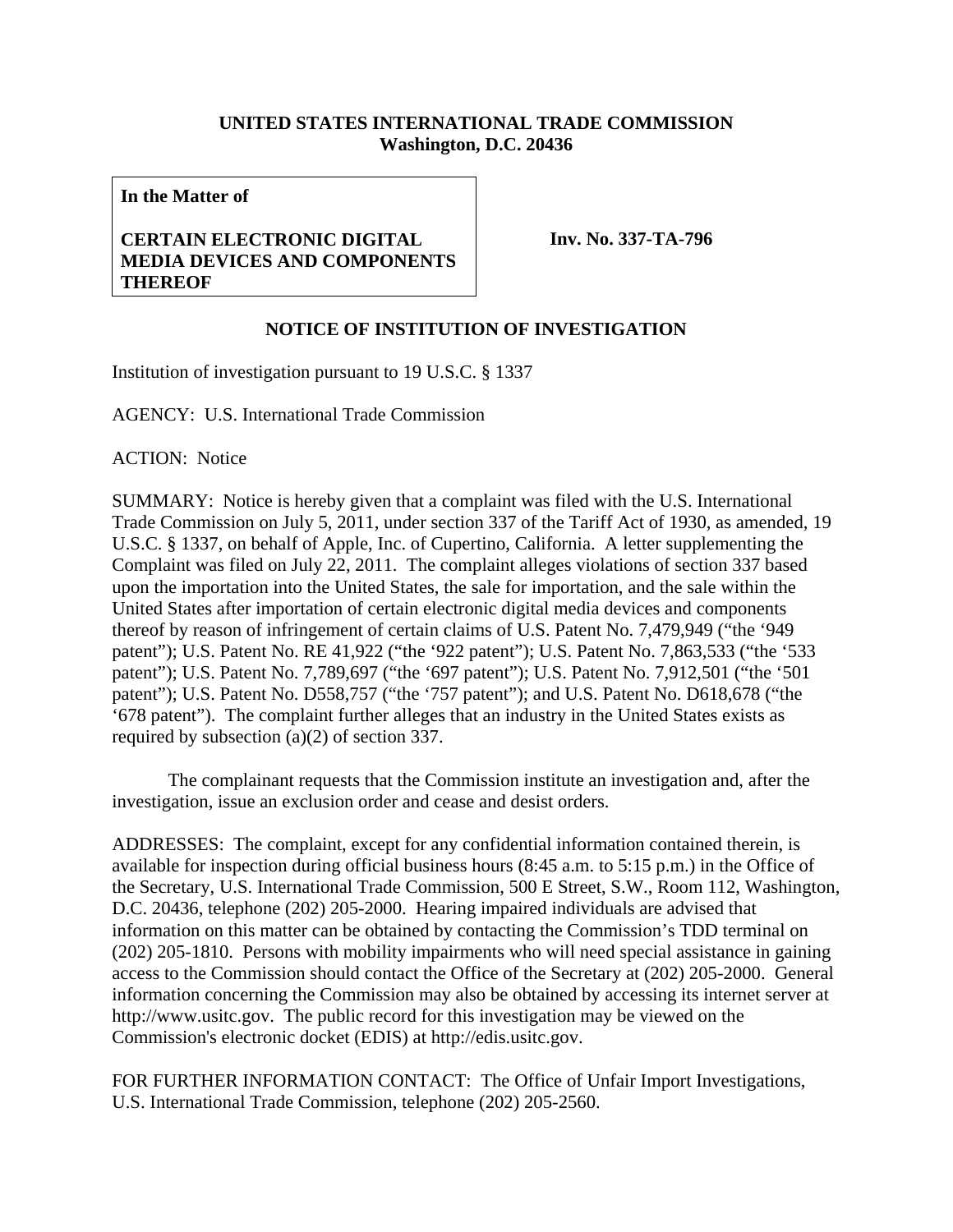**UNITED STATES INTERNATIONAL TRADE COMMISSION**
**Washington, D.C. 20436**

| **In the Matter of**<br><br>**CERTAIN ELECTRONIC DIGITAL MEDIA DEVICES AND COMPONENTS THEREOF** | **Inv. No. 337-TA-796** |
| --- | --- |

## NOTICE OF INSTITUTION OF INVESTIGATION

Institution of investigation pursuant to 19 U.S.C. § 1337

AGENCY: U.S. International Trade Commission

ACTION: Notice

SUMMARY: Notice is hereby given that a complaint was filed with the U.S. International Trade Commission on July 5, 2011, under section 337 of the Tariff Act of 1930, as amended, 19 U.S.C. § 1337, on behalf of Apple, Inc. of Cupertino, California. A letter supplementing the Complaint was filed on July 22, 2011. The complaint alleges violations of section 337 based upon the importation into the United States, the sale for importation, and the sale within the United States after importation of certain electronic digital media devices and components thereof by reason of infringement of certain claims of U.S. Patent No. 7,479,949 ("the '949 patent"); U.S. Patent No. RE 41,922 ("the '922 patent"); U.S. Patent No. 7,863,533 ("the '533 patent"); U.S. Patent No. 7,789,697 ("the '697 patent"); U.S. Patent No. 7,912,501 ("the '501 patent"); U.S. Patent No. D558,757 ("the '757 patent"); and U.S. Patent No. D618,678 ("the '678 patent"). The complaint further alleges that an industry in the United States exists as required by subsection (a)(2) of section 337.

The complainant requests that the Commission institute an investigation and, after the investigation, issue an exclusion order and cease and desist orders.

ADDRESSES: The complaint, except for any confidential information contained therein, is available for inspection during official business hours (8:45 a.m. to 5:15 p.m.) in the Office of the Secretary, U.S. International Trade Commission, 500 E Street, S.W., Room 112, Washington, D.C. 20436, telephone (202) 205-2000. Hearing impaired individuals are advised that information on this matter can be obtained by contacting the Commission's TDD terminal on (202) 205-1810. Persons with mobility impairments who will need special assistance in gaining access to the Commission should contact the Office of the Secretary at (202) 205-2000. General information concerning the Commission may also be obtained by accessing its internet server at http://www.usitc.gov. The public record for this investigation may be viewed on the Commission's electronic docket (EDIS) at http://edis.usitc.gov.

FOR FURTHER INFORMATION CONTACT: The Office of Unfair Import Investigations, U.S. International Trade Commission, telephone (202) 205-2560.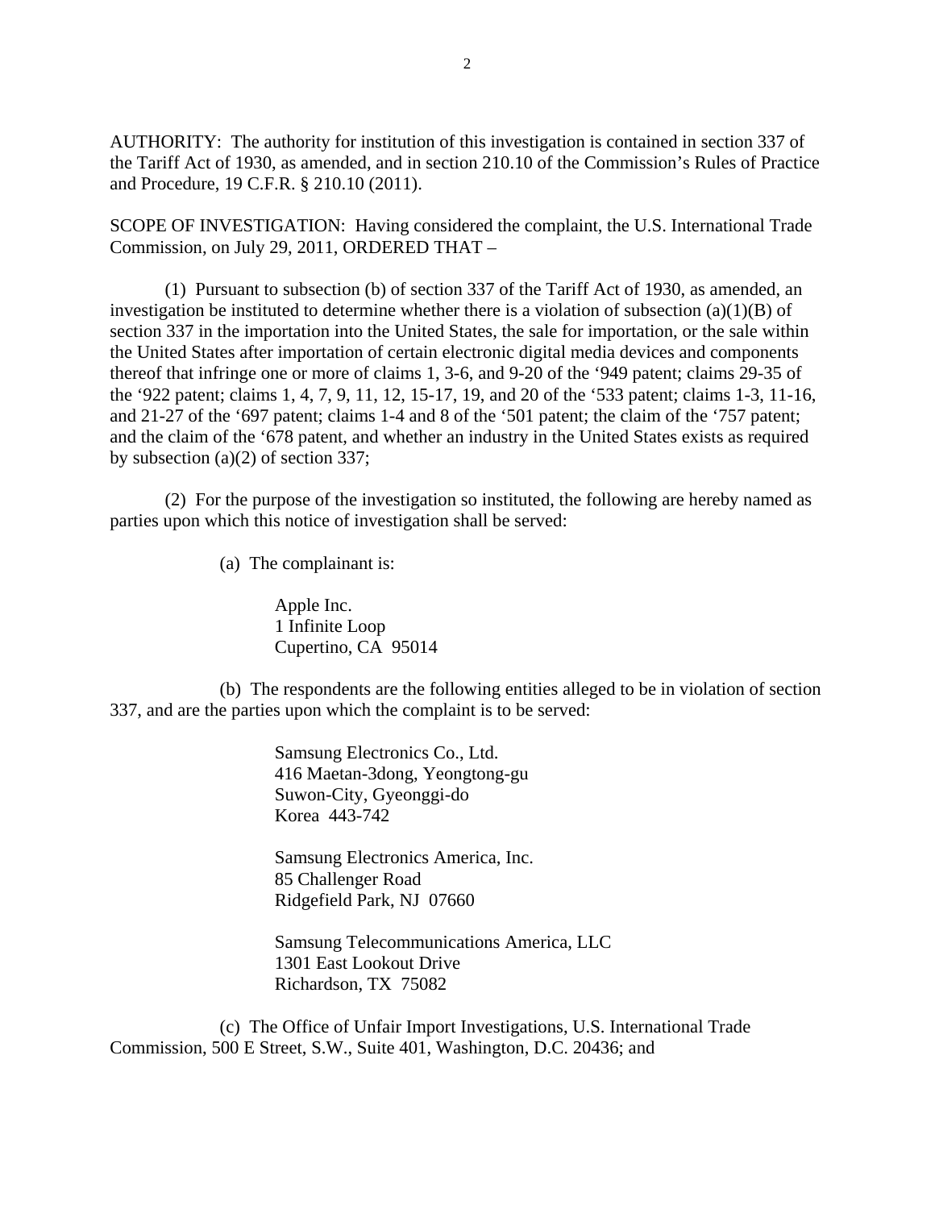AUTHORITY: The authority for institution of this investigation is contained in section 337 of the Tariff Act of 1930, as amended, and in section 210.10 of the Commission's Rules of Practice and Procedure, 19 C.F.R. § 210.10 (2011).

SCOPE OF INVESTIGATION: Having considered the complaint, the U.S. International Trade Commission, on July 29, 2011, ORDERED THAT –

(1) Pursuant to subsection (b) of section 337 of the Tariff Act of 1930, as amended, an investigation be instituted to determine whether there is a violation of subsection (a)(1)(B) of section 337 in the importation into the United States, the sale for importation, or the sale within the United States after importation of certain electronic digital media devices and components thereof that infringe one or more of claims 1, 3-6, and 9-20 of the '949 patent; claims 29-35 of the '922 patent; claims 1, 4, 7, 9, 11, 12, 15-17, 19, and 20 of the '533 patent; claims 1-3, 11-16, and 21-27 of the '697 patent; claims 1-4 and 8 of the '501 patent; the claim of the '757 patent; and the claim of the '678 patent, and whether an industry in the United States exists as required by subsection (a)(2) of section 337;

(2) For the purpose of the investigation so instituted, the following are hereby named as parties upon which this notice of investigation shall be served:

(a) The complainant is:

Apple Inc.
1 Infinite Loop
Cupertino, CA 95014

(b) The respondents are the following entities alleged to be in violation of section 337, and are the parties upon which the complaint is to be served:

Samsung Electronics Co., Ltd.
416 Maetan-3dong, Yeongtong-gu
Suwon-City, Gyeonggi-do
Korea 443-742

Samsung Electronics America, Inc.
85 Challenger Road
Ridgefield Park, NJ 07660

Samsung Telecommunications America, LLC
1301 East Lookout Drive
Richardson, TX 75082

(c) The Office of Unfair Import Investigations, U.S. International Trade Commission, 500 E Street, S.W., Suite 401, Washington, D.C. 20436; and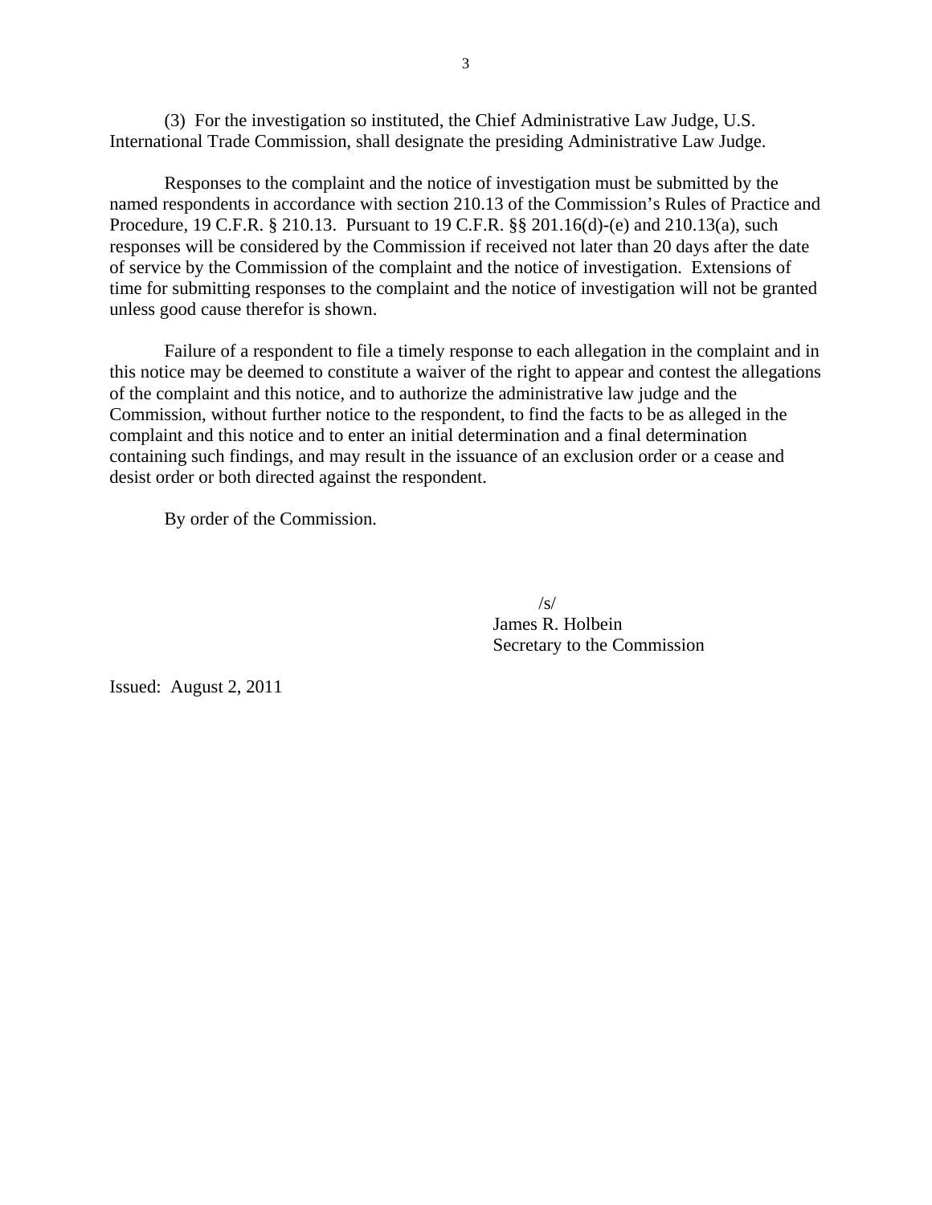(3) For the investigation so instituted, the Chief Administrative Law Judge, U.S. International Trade Commission, shall designate the presiding Administrative Law Judge.

Responses to the complaint and the notice of investigation must be submitted by the named respondents in accordance with section 210.13 of the Commission's Rules of Practice and Procedure, 19 C.F.R. § 210.13. Pursuant to 19 C.F.R. §§ 201.16(d)-(e) and 210.13(a), such responses will be considered by the Commission if received not later than 20 days after the date of service by the Commission of the complaint and the notice of investigation. Extensions of time for submitting responses to the complaint and the notice of investigation will not be granted unless good cause therefor is shown.

Failure of a respondent to file a timely response to each allegation in the complaint and in this notice may be deemed to constitute a waiver of the right to appear and contest the allegations of the complaint and this notice, and to authorize the administrative law judge and the Commission, without further notice to the respondent, to find the facts to be as alleged in the complaint and this notice and to enter an initial determination and a final determination containing such findings, and may result in the issuance of an exclusion order or a cease and desist order or both directed against the respondent.

By order of the Commission.

/s/
James R. Holbein
Secretary to the Commission

Issued: August 2, 2011